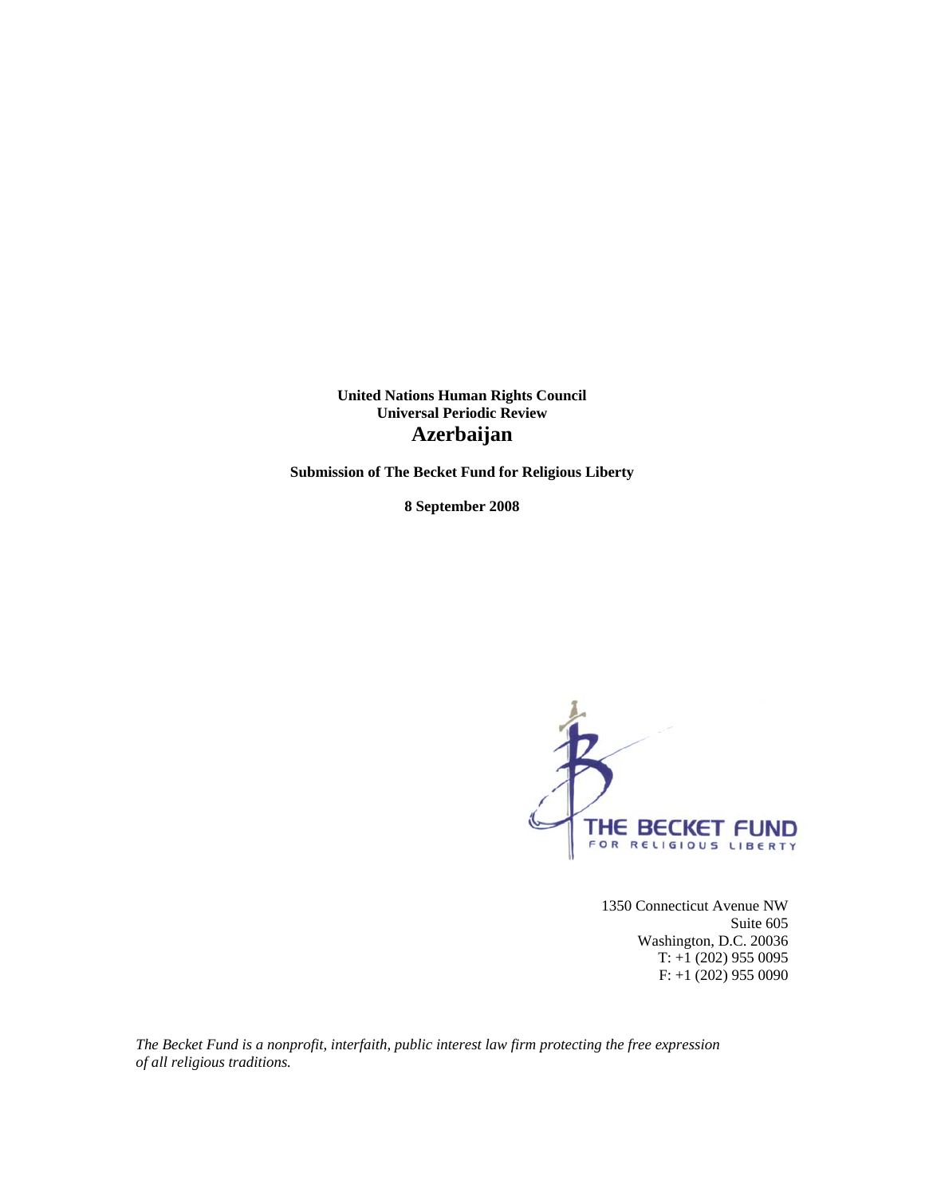**United Nations Human Rights Council**
**Universal Periodic Review**

# Azerbaijan

**Submission of The Becket Fund for Religious Liberty**

**8 September 2008**

THE BECKET FUND
FOR RELIGIOUS LIBERTY

1350 Connecticut Avenue NW
Suite 605
Washington, D.C. 20036
T: +1 (202) 955 0095
F: +1 (202) 955 0090

*The Becket Fund is a nonprofit, interfaith, public interest law firm protecting the free expression of all religious traditions.*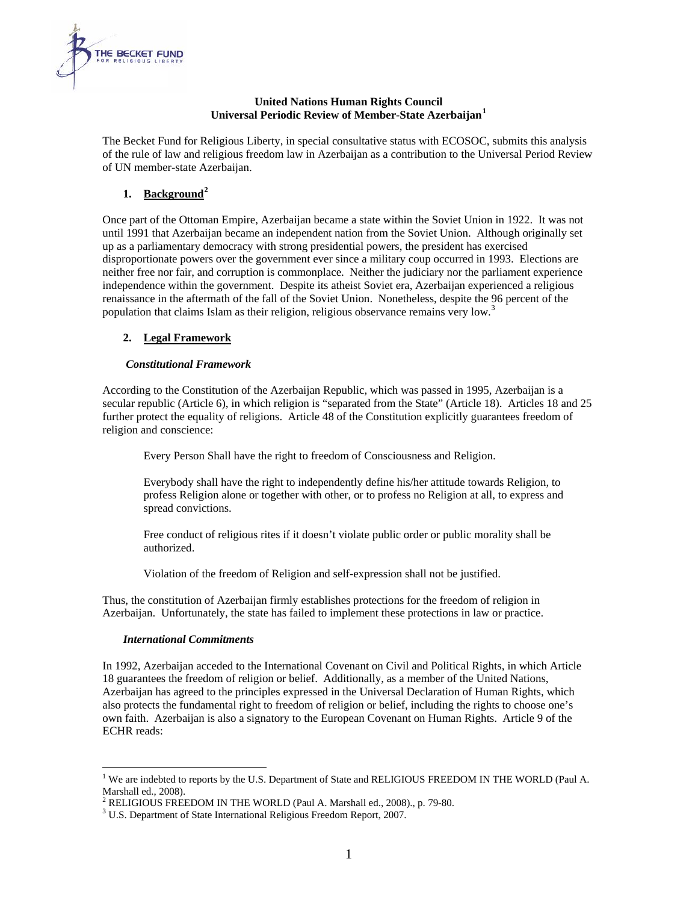**United Nations Human Rights Council**
**Universal Periodic Review of Member-State Azerbaijan[1]**

The Becket Fund for Religious Liberty, in special consultative status with ECOSOC, submits this analysis of the rule of law and religious freedom law in Azerbaijan as a contribution to the Universal Period Review of UN member-state Azerbaijan.

## 1. Background[2]

Once part of the Ottoman Empire, Azerbaijan became a state within the Soviet Union in 1922. It was not until 1991 that Azerbaijan became an independent nation from the Soviet Union. Although originally set up as a parliamentary democracy with strong presidential powers, the president has exercised disproportionate powers over the government ever since a military coup occurred in 1993. Elections are neither free nor fair, and corruption is commonplace. Neither the judiciary nor the parliament experience independence within the government. Despite its atheist Soviet era, Azerbaijan experienced a religious renaissance in the aftermath of the fall of the Soviet Union. Nonetheless, despite the 96 percent of the population that claims Islam as their religion, religious observance remains very low.[3]

## 2. Legal Framework

### *Constitutional Framework*

According to the Constitution of the Azerbaijan Republic, which was passed in 1995, Azerbaijan is a secular republic (Article 6), in which religion is "separated from the State" (Article 18). Articles 18 and 25 further protect the equality of religions. Article 48 of the Constitution explicitly guarantees freedom of religion and conscience:

> Every Person Shall have the right to freedom of Consciousness and Religion.
>
> Everybody shall have the right to independently define his/her attitude towards Religion, to profess Religion alone or together with other, or to profess no Religion at all, to express and spread convictions.
>
> Free conduct of religious rites if it doesn't violate public order or public morality shall be authorized.
>
> Violation of the freedom of Religion and self-expression shall not be justified.

Thus, the constitution of Azerbaijan firmly establishes protections for the freedom of religion in Azerbaijan. Unfortunately, the state has failed to implement these protections in law or practice.

### *International Commitments*

In 1992, Azerbaijan acceded to the International Covenant on Civil and Political Rights, in which Article 18 guarantees the freedom of religion or belief. Additionally, as a member of the United Nations, Azerbaijan has agreed to the principles expressed in the Universal Declaration of Human Rights, which also protects the fundamental right to freedom of religion or belief, including the rights to choose one's own faith. Azerbaijan is also a signatory to the European Covenant on Human Rights. Article 9 of the ECHR reads:

---

[1] We are indebted to reports by the U.S. Department of State and RELIGIOUS FREEDOM IN THE WORLD (Paul A. Marshall ed., 2008).

[2] RELIGIOUS FREEDOM IN THE WORLD (Paul A. Marshall ed., 2008)., p. 79-80.

[3] U.S. Department of State International Religious Freedom Report, 2007.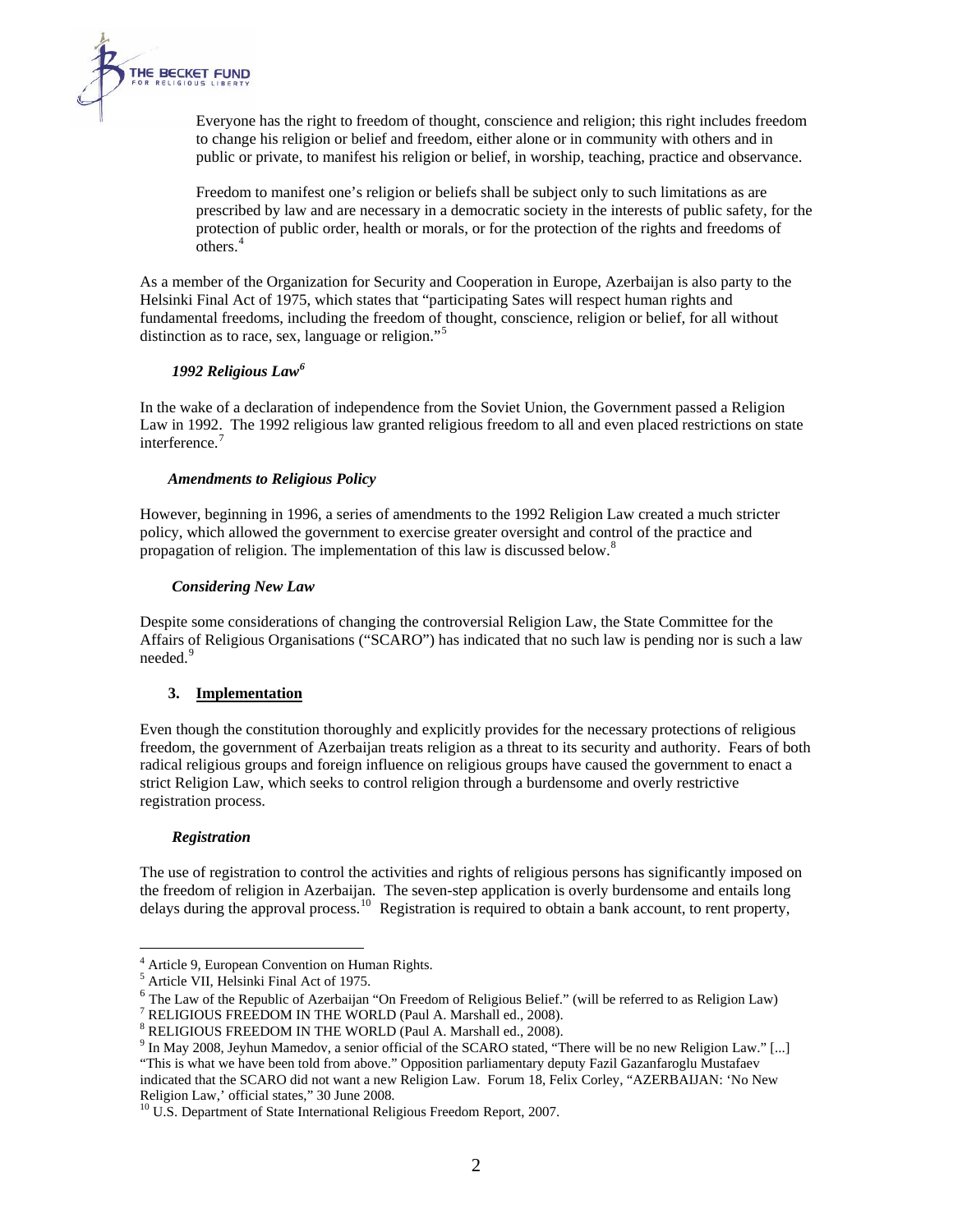> Everyone has the right to freedom of thought, conscience and religion; this right includes freedom to change his religion or belief and freedom, either alone or in community with others and in public or private, to manifest his religion or belief, in worship, teaching, practice and observance.
>
> Freedom to manifest one's religion or beliefs shall be subject only to such limitations as are prescribed by law and are necessary in a democratic society in the interests of public safety, for the protection of public order, health or morals, or for the protection of the rights and freedoms of others.[4]

As a member of the Organization for Security and Cooperation in Europe, Azerbaijan is also party to the Helsinki Final Act of 1975, which states that "participating Sates will respect human rights and fundamental freedoms, including the freedom of thought, conscience, religion or belief, for all without distinction as to race, sex, language or religion."[5]

***1992 Religious Law[6]***

In the wake of a declaration of independence from the Soviet Union, the Government passed a Religion Law in 1992. The 1992 religious law granted religious freedom to all and even placed restrictions on state interference.[7]

***Amendments to Religious Policy***

However, beginning in 1996, a series of amendments to the 1992 Religion Law created a much stricter policy, which allowed the government to exercise greater oversight and control of the practice and propagation of religion. The implementation of this law is discussed below.[8]

***Considering New Law***

Despite some considerations of changing the controversial Religion Law, the State Committee for the Affairs of Religious Organisations ("SCARO") has indicated that no such law is pending nor is such a law needed.[9]

## 3. Implementation

Even though the constitution thoroughly and explicitly provides for the necessary protections of religious freedom, the government of Azerbaijan treats religion as a threat to its security and authority. Fears of both radical religious groups and foreign influence on religious groups have caused the government to enact a strict Religion Law, which seeks to control religion through a burdensome and overly restrictive registration process.

***Registration***

The use of registration to control the activities and rights of religious persons has significantly imposed on the freedom of religion in Azerbaijan. The seven-step application is overly burdensome and entails long delays during the approval process.[10] Registration is required to obtain a bank account, to rent property,

---

[4] Article 9, European Convention on Human Rights.

[5] Article VII, Helsinki Final Act of 1975.

[6] The Law of the Republic of Azerbaijan "On Freedom of Religious Belief." (will be referred to as Religion Law)

[7] RELIGIOUS FREEDOM IN THE WORLD (Paul A. Marshall ed., 2008).

[8] RELIGIOUS FREEDOM IN THE WORLD (Paul A. Marshall ed., 2008).

[9] In May 2008, Jeyhun Mamedov, a senior official of the SCARO stated, "There will be no new Religion Law." [...] "This is what we have been told from above." Opposition parliamentary deputy Fazil Gazanfaroglu Mustafaev indicated that the SCARO did not want a new Religion Law. Forum 18, Felix Corley, "AZERBAIJAN: 'No New Religion Law,' official states," 30 June 2008.

[10] U.S. Department of State International Religious Freedom Report, 2007.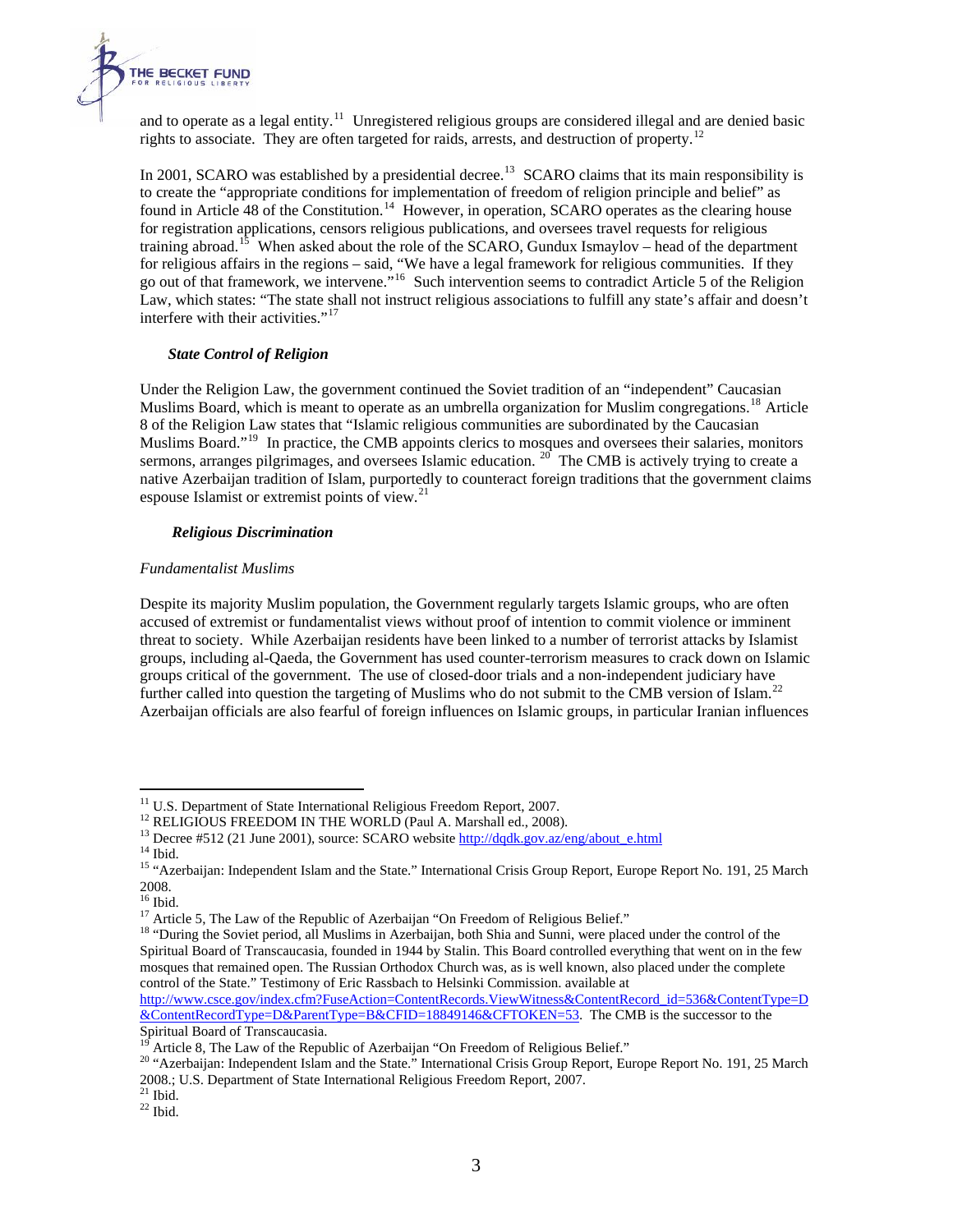and to operate as a legal entity.[11] Unregistered religious groups are considered illegal and are denied basic rights to associate. They are often targeted for raids, arrests, and destruction of property.[12]

In 2001, SCARO was established by a presidential decree.[13] SCARO claims that its main responsibility is to create the "appropriate conditions for implementation of freedom of religion principle and belief" as found in Article 48 of the Constitution.[14] However, in operation, SCARO operates as the clearing house for registration applications, censors religious publications, and oversees travel requests for religious training abroad.[15] When asked about the role of the SCARO, Gundux Ismaylov – head of the department for religious affairs in the regions – said, "We have a legal framework for religious communities. If they go out of that framework, we intervene."[16] Such intervention seems to contradict Article 5 of the Religion Law, which states: "The state shall not instruct religious associations to fulfill any state's affair and doesn't interfere with their activities."[17]

### *State Control of Religion*

Under the Religion Law, the government continued the Soviet tradition of an "independent" Caucasian Muslims Board, which is meant to operate as an umbrella organization for Muslim congregations.[18] Article 8 of the Religion Law states that "Islamic religious communities are subordinated by the Caucasian Muslims Board."[19] In practice, the CMB appoints clerics to mosques and oversees their salaries, monitors sermons, arranges pilgrimages, and oversees Islamic education.[20] The CMB is actively trying to create a native Azerbaijan tradition of Islam, purportedly to counteract foreign traditions that the government claims espouse Islamist or extremist points of view.[21]

### *Religious Discrimination*

*Fundamentalist Muslims*

Despite its majority Muslim population, the Government regularly targets Islamic groups, who are often accused of extremist or fundamentalist views without proof of intention to commit violence or imminent threat to society. While Azerbaijan residents have been linked to a number of terrorist attacks by Islamist groups, including al-Qaeda, the Government has used counter-terrorism measures to crack down on Islamic groups critical of the government. The use of closed-door trials and a non-independent judiciary have further called into question the targeting of Muslims who do not submit to the CMB version of Islam.[22] Azerbaijan officials are also fearful of foreign influences on Islamic groups, in particular Iranian influences

---

[11] U.S. Department of State International Religious Freedom Report, 2007.

[12] RELIGIOUS FREEDOM IN THE WORLD (Paul A. Marshall ed., 2008).

[13] Decree #512 (21 June 2001), source: SCARO website http://dqdk.gov.az/eng/about_e.html

[14] Ibid.

[15] "Azerbaijan: Independent Islam and the State." International Crisis Group Report, Europe Report No. 191, 25 March 2008.

[16] Ibid.

[17] Article 5, The Law of the Republic of Azerbaijan "On Freedom of Religious Belief."

[18] "During the Soviet period, all Muslims in Azerbaijan, both Shia and Sunni, were placed under the control of the Spiritual Board of Transcaucasia, founded in 1944 by Stalin. This Board controlled everything that went on in the few mosques that remained open. The Russian Orthodox Church was, as is well known, also placed under the complete control of the State." Testimony of Eric Rassbach to Helsinki Commission. available at http://www.csce.gov/index.cfm?FuseAction=ContentRecords.ViewWitness&ContentRecord_id=536&ContentType=D&ContentRecordType=D&ParentType=B&CFID=18849146&CFTOKEN=53. The CMB is the successor to the Spiritual Board of Transcaucasia.

[19] Article 8, The Law of the Republic of Azerbaijan "On Freedom of Religious Belief."

[20] "Azerbaijan: Independent Islam and the State." International Crisis Group Report, Europe Report No. 191, 25 March 2008.; U.S. Department of State International Religious Freedom Report, 2007.

[21] Ibid.

[22] Ibid.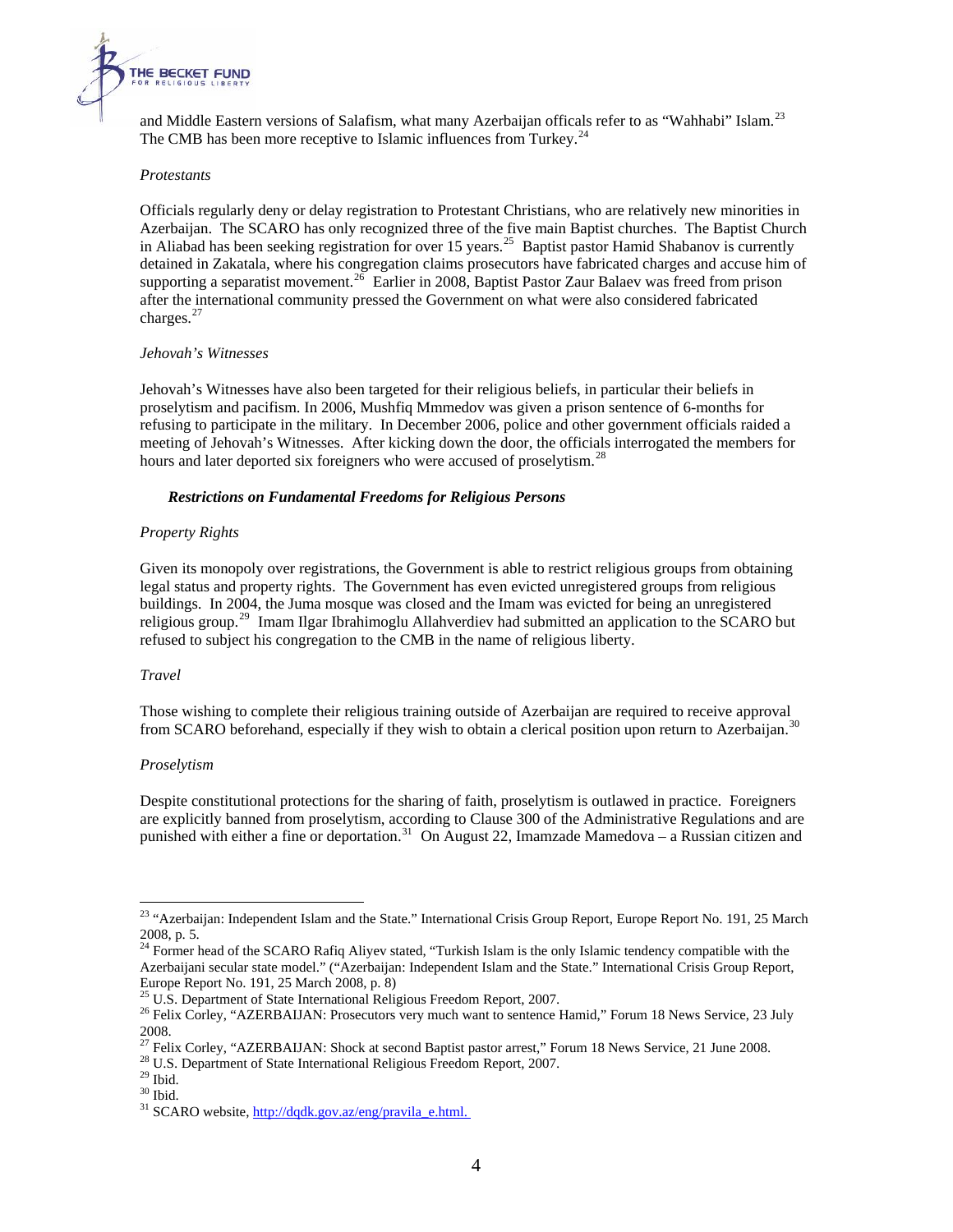and Middle Eastern versions of Salafism, what many Azerbaijan officals refer to as "Wahhabi" Islam.[23] The CMB has been more receptive to Islamic influences from Turkey.[24]

*Protestants*

Officials regularly deny or delay registration to Protestant Christians, who are relatively new minorities in Azerbaijan. The SCARO has only recognized three of the five main Baptist churches. The Baptist Church in Aliabad has been seeking registration for over 15 years.[25] Baptist pastor Hamid Shabanov is currently detained in Zakatala, where his congregation claims prosecutors have fabricated charges and accuse him of supporting a separatist movement.[26] Earlier in 2008, Baptist Pastor Zaur Balaev was freed from prison after the international community pressed the Government on what were also considered fabricated charges.[27]

*Jehovah's Witnesses*

Jehovah's Witnesses have also been targeted for their religious beliefs, in particular their beliefs in proselytism and pacifism. In 2006, Mushfiq Mmmedov was given a prison sentence of 6-months for refusing to participate in the military. In December 2006, police and other government officials raided a meeting of Jehovah's Witnesses. After kicking down the door, the officials interrogated the members for hours and later deported six foreigners who were accused of proselytism.[28]

***Restrictions on Fundamental Freedoms for Religious Persons***

*Property Rights*

Given its monopoly over registrations, the Government is able to restrict religious groups from obtaining legal status and property rights. The Government has even evicted unregistered groups from religious buildings. In 2004, the Juma mosque was closed and the Imam was evicted for being an unregistered religious group.[29] Imam Ilgar Ibrahimoglu Allahverdiev had submitted an application to the SCARO but refused to subject his congregation to the CMB in the name of religious liberty.

*Travel*

Those wishing to complete their religious training outside of Azerbaijan are required to receive approval from SCARO beforehand, especially if they wish to obtain a clerical position upon return to Azerbaijan.[30]

*Proselytism*

Despite constitutional protections for the sharing of faith, proselytism is outlawed in practice. Foreigners are explicitly banned from proselytism, according to Clause 300 of the Administrative Regulations and are punished with either a fine or deportation.[31] On August 22, Imamzade Mamedova – a Russian citizen and

---

[23] "Azerbaijan: Independent Islam and the State." International Crisis Group Report, Europe Report No. 191, 25 March 2008, p. 5.

[24] Former head of the SCARO Rafiq Aliyev stated, "Turkish Islam is the only Islamic tendency compatible with the Azerbaijani secular state model." ("Azerbaijan: Independent Islam and the State." International Crisis Group Report, Europe Report No. 191, 25 March 2008, p. 8)

[25] U.S. Department of State International Religious Freedom Report, 2007.

[26] Felix Corley, "AZERBAIJAN: Prosecutors very much want to sentence Hamid," Forum 18 News Service, 23 July 2008.

[27] Felix Corley, "AZERBAIJAN: Shock at second Baptist pastor arrest," Forum 18 News Service, 21 June 2008.

[28] U.S. Department of State International Religious Freedom Report, 2007.

[29] Ibid.

[30] Ibid.

[31] SCARO website, http://dqdk.gov.az/eng/pravila_e.html.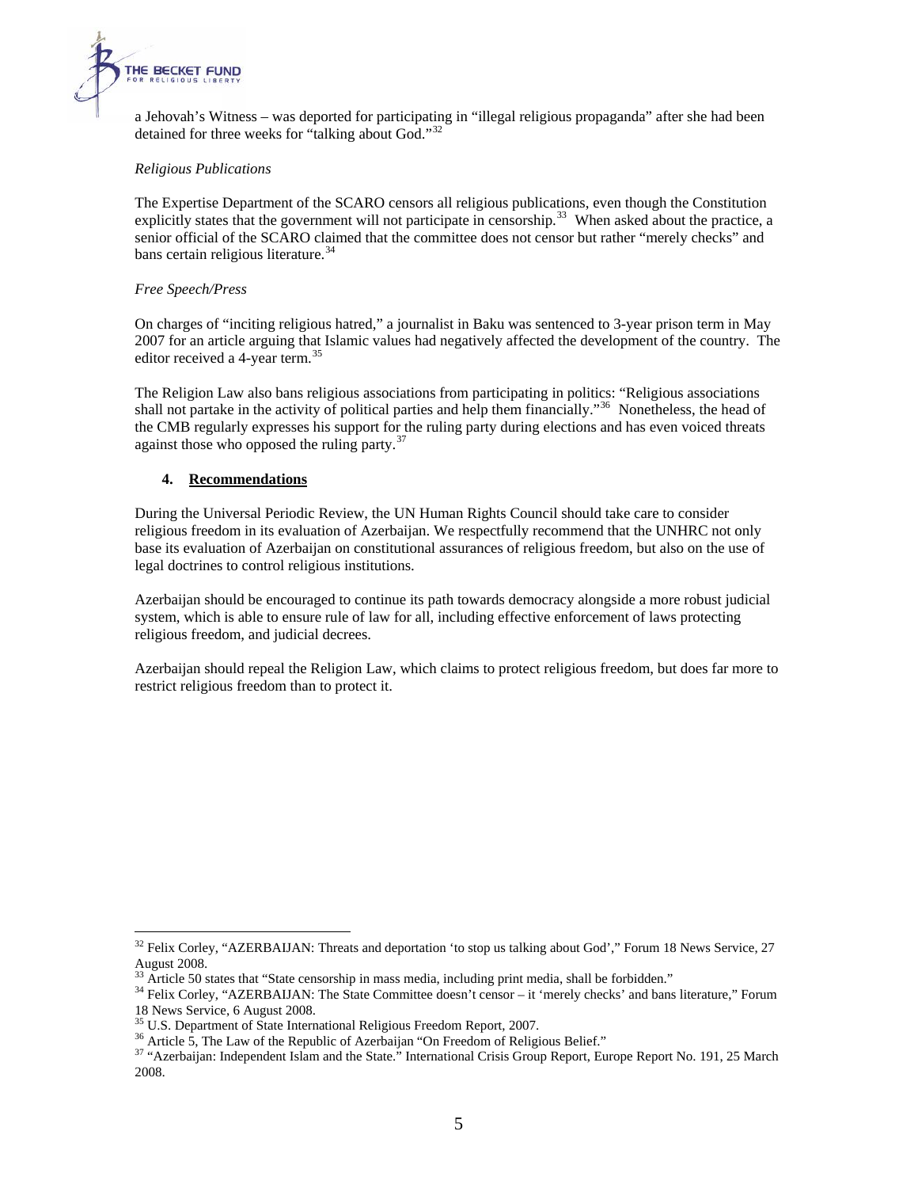a Jehovah's Witness – was deported for participating in "illegal religious propaganda" after she had been detained for three weeks for "talking about God."[32]

*Religious Publications*

The Expertise Department of the SCARO censors all religious publications, even though the Constitution explicitly states that the government will not participate in censorship.[33] When asked about the practice, a senior official of the SCARO claimed that the committee does not censor but rather "merely checks" and bans certain religious literature.[34]

*Free Speech/Press*

On charges of "inciting religious hatred," a journalist in Baku was sentenced to 3-year prison term in May 2007 for an article arguing that Islamic values had negatively affected the development of the country. The editor received a 4-year term.[35]

The Religion Law also bans religious associations from participating in politics: "Religious associations shall not partake in the activity of political parties and help them financially."[36] Nonetheless, the head of the CMB regularly expresses his support for the ruling party during elections and has even voiced threats against those who opposed the ruling party.[37]

## 4. Recommendations

During the Universal Periodic Review, the UN Human Rights Council should take care to consider religious freedom in its evaluation of Azerbaijan. We respectfully recommend that the UNHRC not only base its evaluation of Azerbaijan on constitutional assurances of religious freedom, but also on the use of legal doctrines to control religious institutions.

Azerbaijan should be encouraged to continue its path towards democracy alongside a more robust judicial system, which is able to ensure rule of law for all, including effective enforcement of laws protecting religious freedom, and judicial decrees.

Azerbaijan should repeal the Religion Law, which claims to protect religious freedom, but does far more to restrict religious freedom than to protect it.

---

[32] Felix Corley, "AZERBAIJAN: Threats and deportation 'to stop us talking about God'," Forum 18 News Service, 27 August 2008.

[33] Article 50 states that "State censorship in mass media, including print media, shall be forbidden."

[34] Felix Corley, "AZERBAIJAN: The State Committee doesn't censor – it 'merely checks' and bans literature," Forum 18 News Service, 6 August 2008.

[35] U.S. Department of State International Religious Freedom Report, 2007.

[36] Article 5, The Law of the Republic of Azerbaijan "On Freedom of Religious Belief."

[37] "Azerbaijan: Independent Islam and the State." International Crisis Group Report, Europe Report No. 191, 25 March 2008.